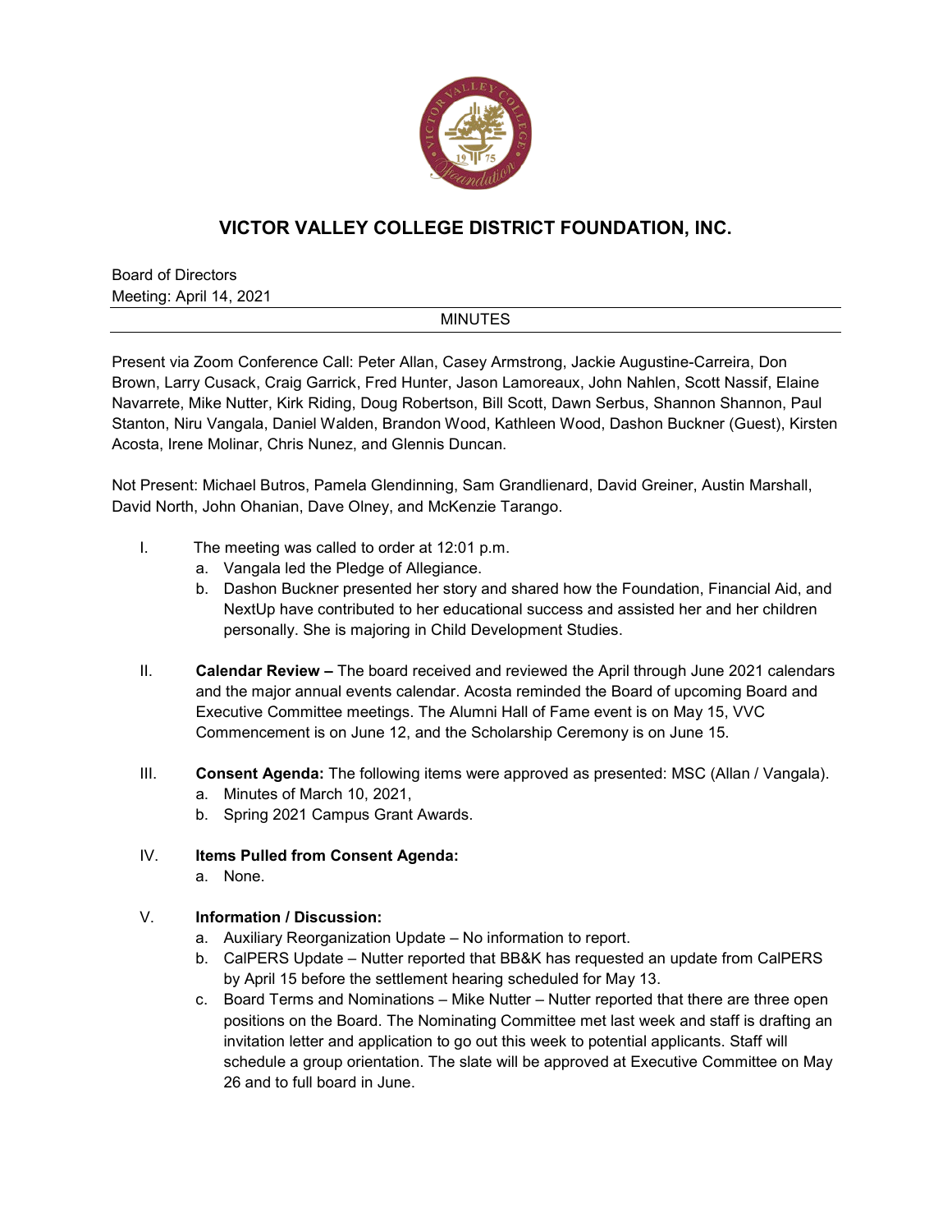# VICTOR VALLEY COLLEGE DISTRICT FOUNDATION, INC.

Board of Directors
Meeting: April 14, 2021

MINUTES

Present via Zoom Conference Call: Peter Allan, Casey Armstrong, Jackie Augustine-Carreira, Don Brown, Larry Cusack, Craig Garrick, Fred Hunter, Jason Lamoreaux, John Nahlen, Scott Nassif, Elaine Navarrete, Mike Nutter, Kirk Riding, Doug Robertson, Bill Scott, Dawn Serbus, Shannon Shannon, Paul Stanton, Niru Vangala, Daniel Walden, Brandon Wood, Kathleen Wood, Dashon Buckner (Guest), Kirsten Acosta, Irene Molinar, Chris Nunez, and Glennis Duncan.

Not Present: Michael Butros, Pamela Glendinning, Sam Grandlienard, David Greiner, Austin Marshall, David North, John Ohanian, Dave Olney, and McKenzie Tarango.

I. The meeting was called to order at 12:01 p.m.
   a. Vangala led the Pledge of Allegiance.
   b. Dashon Buckner presented her story and shared how the Foundation, Financial Aid, and NextUp have contributed to her educational success and assisted her and her children personally. She is majoring in Child Development Studies.

II. **Calendar Review –** The board received and reviewed the April through June 2021 calendars and the major annual events calendar. Acosta reminded the Board of upcoming Board and Executive Committee meetings. The Alumni Hall of Fame event is on May 15, VVC Commencement is on June 12, and the Scholarship Ceremony is on June 15.

III. **Consent Agenda:** The following items were approved as presented: MSC (Allan / Vangala).
   a. Minutes of March 10, 2021,
   b. Spring 2021 Campus Grant Awards.

IV. **Items Pulled from Consent Agenda:**
   a. None.

V. **Information / Discussion:**
   a. Auxiliary Reorganization Update – No information to report.
   b. CalPERS Update – Nutter reported that BB&K has requested an update from CalPERS by April 15 before the settlement hearing scheduled for May 13.
   c. Board Terms and Nominations – Mike Nutter – Nutter reported that there are three open positions on the Board. The Nominating Committee met last week and staff is drafting an invitation letter and application to go out this week to potential applicants. Staff will schedule a group orientation. The slate will be approved at Executive Committee on May 26 and to full board in June.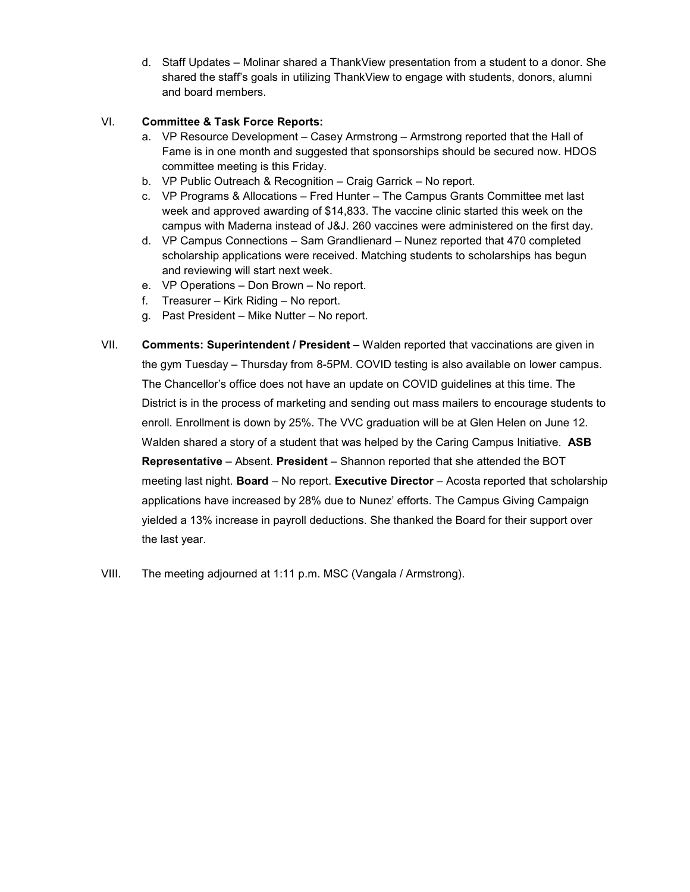d. Staff Updates – Molinar shared a ThankView presentation from a student to a donor. She shared the staff's goals in utilizing ThankView to engage with students, donors, alumni and board members.

VI. **Committee & Task Force Reports:**

a. VP Resource Development – Casey Armstrong – Armstrong reported that the Hall of Fame is in one month and suggested that sponsorships should be secured now. HDOS committee meeting is this Friday.

b. VP Public Outreach & Recognition – Craig Garrick – No report.

c. VP Programs & Allocations – Fred Hunter – The Campus Grants Committee met last week and approved awarding of $14,833. The vaccine clinic started this week on the campus with Maderna instead of J&J. 260 vaccines were administered on the first day.

d. VP Campus Connections – Sam Grandlienard – Nunez reported that 470 completed scholarship applications were received. Matching students to scholarships has begun and reviewing will start next week.

e. VP Operations – Don Brown – No report.

f. Treasurer – Kirk Riding – No report.

g. Past President – Mike Nutter – No report.

VII. **Comments: Superintendent / President –** Walden reported that vaccinations are given in the gym Tuesday – Thursday from 8-5PM. COVID testing is also available on lower campus. The Chancellor's office does not have an update on COVID guidelines at this time. The District is in the process of marketing and sending out mass mailers to encourage students to enroll. Enrollment is down by 25%. The VVC graduation will be at Glen Helen on June 12. Walden shared a story of a student that was helped by the Caring Campus Initiative. **ASB Representative** – Absent. **President** – Shannon reported that she attended the BOT meeting last night. **Board** – No report. **Executive Director** – Acosta reported that scholarship applications have increased by 28% due to Nunez' efforts. The Campus Giving Campaign yielded a 13% increase in payroll deductions. She thanked the Board for their support over the last year.

VIII. The meeting adjourned at 1:11 p.m. MSC (Vangala / Armstrong).